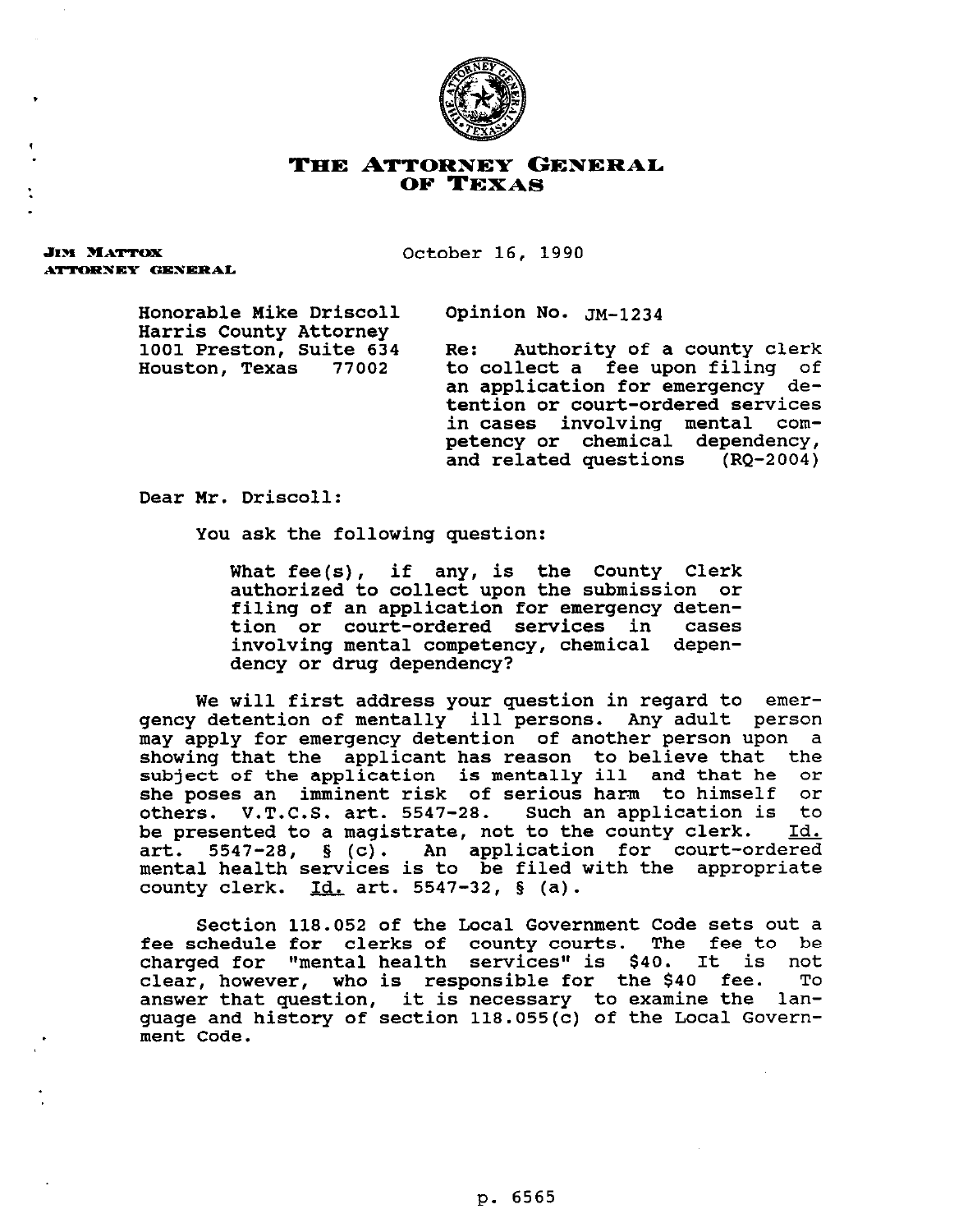# THE ATTORNEY GENERAL OF TEXAS

**JIM MATTOX**
**ATTORNEY GENERAL**

October 16, 1990

Honorable Mike Driscoll
Harris County Attorney
1001 Preston, Suite 634
Houston, Texas 77002

Opinion No. JM-1234

Re: Authority of a county clerk to collect a fee upon filing of an application for emergency detention or court-ordered services in cases involving mental competency or chemical dependency, and related questions (RQ-2004)

Dear Mr. Driscoll:

You ask the following question:

> What fee(s), if any, is the County Clerk authorized to collect upon the submission or filing of an application for emergency detention or court-ordered services in cases involving mental competency, chemical dependency or drug dependency?

We will first address your question in regard to emergency detention of mentally ill persons. Any adult person may apply for emergency detention of another person upon a showing that the applicant has reason to believe that the subject of the application is mentally ill and that he or she poses an imminent risk of serious harm to himself or others. V.T.C.S. art. 5547-28. Such an application is to be presented to a magistrate, not to the county clerk. Id. art. 5547-28, § (c). An application for court-ordered mental health services is to be filed with the appropriate county clerk. Id. art. 5547-32, § (a).

Section 118.052 of the Local Government Code sets out a fee schedule for clerks of county courts. The fee to be charged for "mental health services" is $40. It is not clear, however, who is responsible for the $40 fee. To answer that question, it is necessary to examine the language and history of section 118.055(c) of the Local Government Code.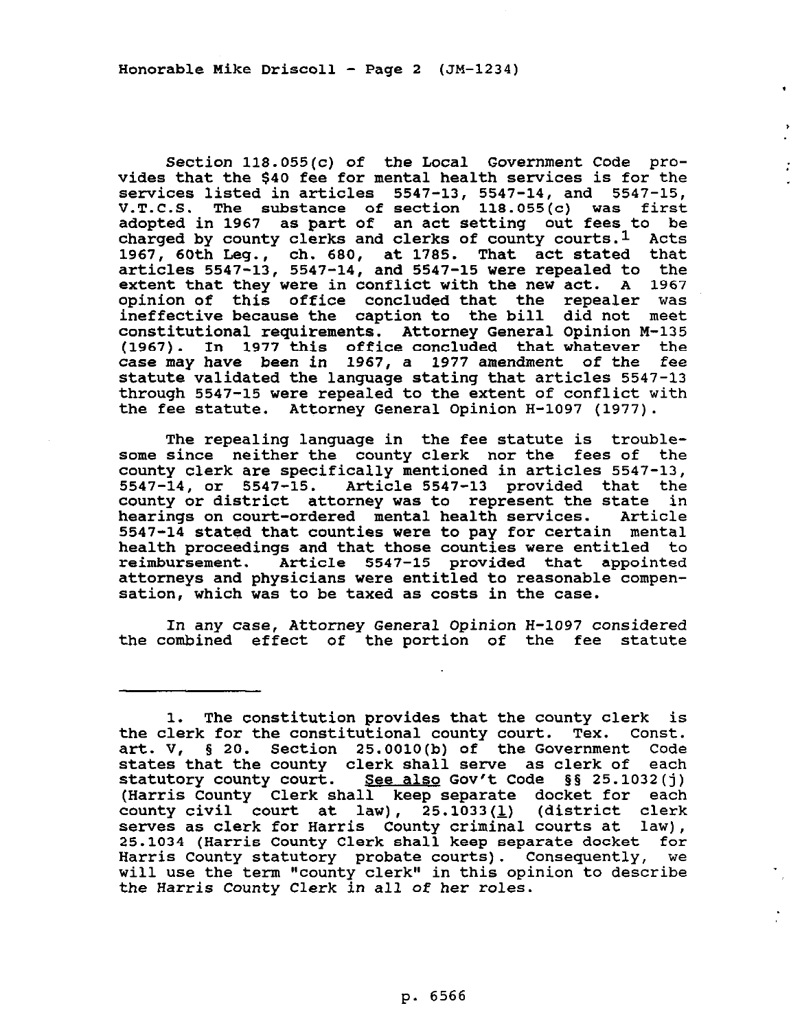Section 118.055(c) of the Local Government Code provides that the $40 fee for mental health services is for the services listed in articles 5547-13, 5547-14, and 5547-15, V.T.C.S. The substance of section 118.055(c) was first adopted in 1967 as part of an act setting out fees to be charged by county clerks and clerks of county courts.[1] Acts 1967, 60th Leg., ch. 680, at 1785. That act stated that articles 5547-13, 5547-14, and 5547-15 were repealed to the extent that they were in conflict with the new act. A 1967 opinion of this office concluded that the repealer was ineffective because the caption to the bill did not meet constitutional requirements. Attorney General Opinion M-135 (1967). In 1977 this office concluded that whatever the case may have been in 1967, a 1977 amendment of the fee statute validated the language stating that articles 5547-13 through 5547-15 were repealed to the extent of conflict with the fee statute. Attorney General Opinion H-1097 (1977).

The repealing language in the fee statute is troublesome since neither the county clerk nor the fees of the county clerk are specifically mentioned in articles 5547-13, 5547-14, or 5547-15. Article 5547-13 provided that the county or district attorney was to represent the state in hearings on court-ordered mental health services. Article 5547-14 stated that counties were to pay for certain mental health proceedings and that those counties were entitled to reimbursement. Article 5547-15 provided that appointed attorneys and physicians were entitled to reasonable compensation, which was to be taxed as costs in the case.

In any case, Attorney General Opinion H-1097 considered the combined effect of the portion of the fee statute

---

1. The constitution provides that the county clerk is the clerk for the constitutional county court. Tex. Const. art. V, § 20. Section 25.0010(b) of the Government Code states that the county clerk shall serve as clerk of each statutory county court. See also Gov't Code §§ 25.1032(j) (Harris County Clerk shall keep separate docket for each county civil court at law), 25.1033(l) (district clerk serves as clerk for Harris County criminal courts at law), 25.1034 (Harris County Clerk shall keep separate docket for Harris County statutory probate courts). Consequently, we will use the term "county clerk" in this opinion to describe the Harris County Clerk in all of her roles.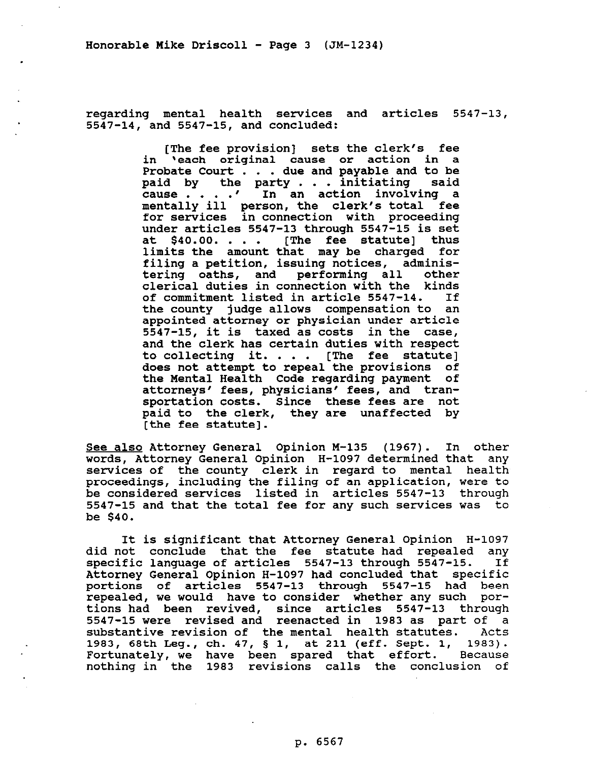regarding mental health services and articles 5547-13, 5547-14, and 5547-15, and concluded:

> [The fee provision] sets the clerk's fee in 'each original cause or action in a Probate Court . . . due and payable and to be paid by the party . . . initiating said cause . . . .' In an action involving a mentally ill person, the clerk's total fee for services in connection with proceeding under articles 5547-13 through 5547-15 is set at $40.00. . . . [The fee statute] thus limits the amount that may be charged for filing a petition, issuing notices, administering oaths, and performing all other clerical duties in connection with the kinds of commitment listed in article 5547-14. If the county judge allows compensation to an appointed attorney or physician under article 5547-15, it is taxed as costs in the case, and the clerk has certain duties with respect to collecting it. . . . [The fee statute] does not attempt to repeal the provisions of the Mental Health Code regarding payment of attorneys' fees, physicians' fees, and transportation costs. Since these fees are not paid to the clerk, they are unaffected by [the fee statute].

See also Attorney General Opinion M-135 (1967). In other words, Attorney General Opinion H-1097 determined that any services of the county clerk in regard to mental health proceedings, including the filing of an application, were to be considered services listed in articles 5547-13 through 5547-15 and that the total fee for any such services was to be $40.

It is significant that Attorney General Opinion H-1097 did not conclude that the fee statute had repealed any specific language of articles 5547-13 through 5547-15. If Attorney General Opinion H-1097 had concluded that specific portions of articles 5547-13 through 5547-15 had been repealed, we would have to consider whether any such portions had been revived, since articles 5547-13 through 5547-15 were revised and reenacted in 1983 as part of a substantive revision of the mental health statutes. Acts 1983, 68th Leg., ch. 47, § 1, at 211 (eff. Sept. 1, 1983). Fortunately, we have been spared that effort. Because nothing in the 1983 revisions calls the conclusion of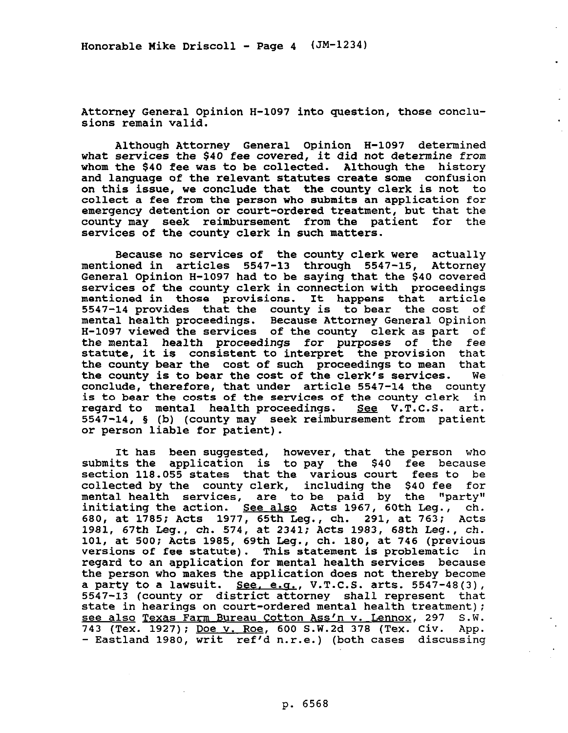Attorney General Opinion H-1097 into question, those conclusions remain valid.

Although Attorney General Opinion H-1097 determined what services the $40 fee covered, it did not determine from whom the $40 fee was to be collected. Although the history and language of the relevant statutes create some confusion on this issue, we conclude that the county clerk is not to collect a fee from the person who submits an application for emergency detention or court-ordered treatment, but that the county may seek reimbursement from the patient for the services of the county clerk in such matters.

Because no services of the county clerk were actually mentioned in articles 5547-13 through 5547-15, Attorney General Opinion H-1097 had to be saying that the $40 covered services of the county clerk in connection with proceedings mentioned in those provisions. It happens that article 5547-14 provides that the county is to bear the cost of mental health proceedings. Because Attorney General Opinion H-1097 viewed the services of the county clerk as part of the mental health proceedings for purposes of the fee statute, it is consistent to interpret the provision that the county bear the cost of such proceedings to mean that the county is to bear the cost of the clerk's services. We conclude, therefore, that under article 5547-14 the county is to bear the costs of the services of the county clerk in regard to mental health proceedings. See V.T.C.S. art. 5547-14, § (b) (county may seek reimbursement from patient or person liable for patient).

It has been suggested, however, that the person who submits the application is to pay the $40 fee because section 118.055 states that the various court fees to be collected by the county clerk, including the $40 fee for mental health services, are to be paid by the "party" initiating the action. See also Acts 1967, 60th Leg., ch. 680, at 1785; Acts 1977, 65th Leg., ch. 291, at 763; Acts 1981, 67th Leg., ch. 574, at 2341; Acts 1983, 68th Leg., ch. 101, at 500; Acts 1985, 69th Leg., ch. 180, at 746 (previous versions of fee statute). This statement is problematic in regard to an application for mental health services because the person who makes the application does not thereby become a party to a lawsuit. See, e.g., V.T.C.S. arts. 5547-48(3), 5547-13 (county or district attorney shall represent that state in hearings on court-ordered mental health treatment); see also Texas Farm Bureau Cotton Ass'n v. Lennox, 297 S.W. 743 (Tex. 1927); Doe v. Roe, 600 S.W.2d 378 (Tex. Civ. App. - Eastland 1980, writ ref'd n.r.e.) (both cases discussing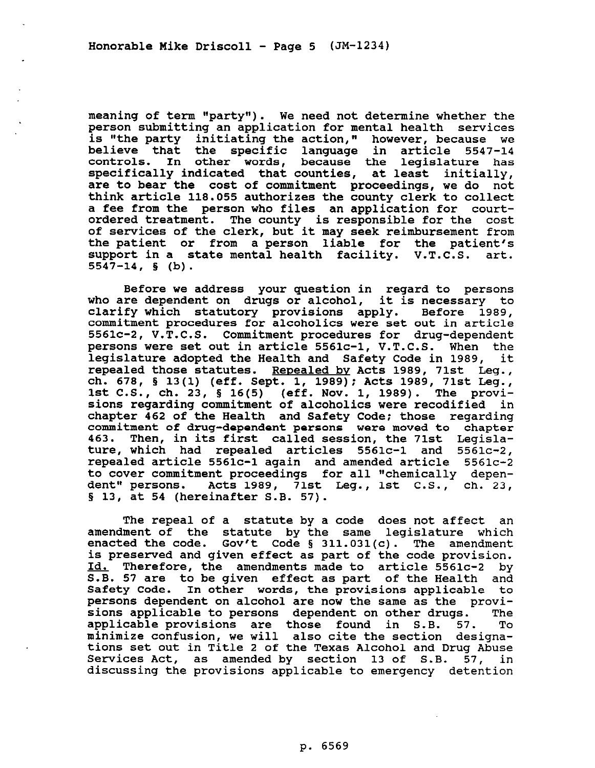meaning of term "party"). We need not determine whether the person submitting an application for mental health services is "the party initiating the action," however, because we believe that the specific language in article 5547-14 controls. In other words, because the legislature has specifically indicated that counties, at least initially, are to bear the cost of commitment proceedings, we do not think article 118.055 authorizes the county clerk to collect a fee from the person who files an application for court-ordered treatment. The county is responsible for the cost of services of the clerk, but it may seek reimbursement from the patient or from a person liable for the patient's support in a state mental health facility. V.T.C.S. art. 5547-14, § (b).

Before we address your question in regard to persons who are dependent on drugs or alcohol, it is necessary to clarify which statutory provisions apply. Before 1989, commitment procedures for alcoholics were set out in article 5561c-2, V.T.C.S. Commitment procedures for drug-dependent persons were set out in article 5561c-1, V.T.C.S. When the legislature adopted the Health and Safety Code in 1989, it repealed those statutes. Repealed by Acts 1989, 71st Leg., ch. 678, § 13(1) (eff. Sept. 1, 1989); Acts 1989, 71st Leg., 1st C.S., ch. 23, § 16(5) (eff. Nov. 1, 1989). The provisions regarding commitment of alcoholics were recodified in chapter 462 of the Health and Safety Code; those regarding commitment of drug-dependent persons were moved to chapter 463. Then, in its first called session, the 71st Legislature, which had repealed articles 5561c-1 and 5561c-2, repealed article 5561c-1 again and amended article 5561c-2 to cover commitment proceedings for all "chemically dependent" persons. Acts 1989, 71st Leg., 1st C.S., ch. 23, § 13, at 54 (hereinafter S.B. 57).

The repeal of a statute by a code does not affect an amendment of the statute by the same legislature which enacted the code. Gov't Code § 311.031(c). The amendment is preserved and given effect as part of the code provision. Id. Therefore, the amendments made to article 5561c-2 by S.B. 57 are to be given effect as part of the Health and Safety Code. In other words, the provisions applicable to persons dependent on alcohol are now the same as the provisions applicable to persons dependent on other drugs. The applicable provisions are those found in S.B. 57. To minimize confusion, we will also cite the section designations set out in Title 2 of the Texas Alcohol and Drug Abuse Services Act, as amended by section 13 of S.B. 57, in discussing the provisions applicable to emergency detention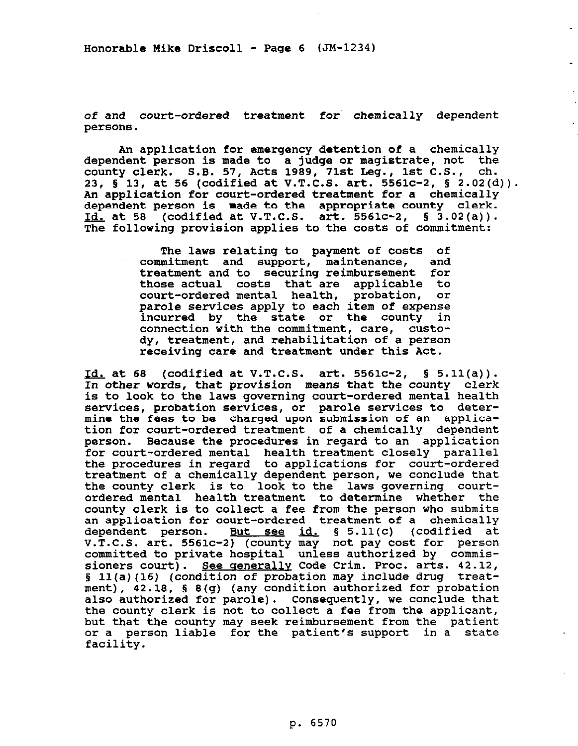of and court-ordered treatment for chemically dependent persons.

An application for emergency detention of a chemically dependent person is made to a judge or magistrate, not the county clerk. S.B. 57, Acts 1989, 71st Leg., 1st C.S., ch. 23, § 13, at 56 (codified at V.T.C.S. art. 5561c-2, § 2.02(d)). An application for court-ordered treatment for a chemically dependent person is made to the appropriate county clerk. Id. at 58 (codified at V.T.C.S. art. 5561c-2, § 3.02(a)). The following provision applies to the costs of commitment:

> The laws relating to payment of costs of commitment and support, maintenance, and treatment and to securing reimbursement for those actual costs that are applicable to court-ordered mental health, probation, or parole services apply to each item of expense incurred by the state or the county in connection with the commitment, care, custody, treatment, and rehabilitation of a person receiving care and treatment under this Act.

Id. at 68 (codified at V.T.C.S. art. 5561c-2, § 5.11(a)). In other words, that provision means that the county clerk is to look to the laws governing court-ordered mental health services, probation services, or parole services to determine the fees to be charged upon submission of an application for court-ordered treatment of a chemically dependent person. Because the procedures in regard to an application for court-ordered mental health treatment closely parallel the procedures in regard to applications for court-ordered treatment of a chemically dependent person, we conclude that the county clerk is to look to the laws governing court-ordered mental health treatment to determine whether the county clerk is to collect a fee from the person who submits an application for court-ordered treatment of a chemically dependent person. But see id. § 5.11(c) (codified at V.T.C.S. art. 5561c-2) (county may not pay cost for person committed to private hospital unless authorized by commissioners court). See generally Code Crim. Proc. arts. 42.12, § 11(a)(16) (condition of probation may include drug treatment), 42.18, § 8(g) (any condition authorized for probation also authorized for parole). Consequently, we conclude that the county clerk is not to collect a fee from the applicant, but that the county may seek reimbursement from the patient or a person liable for the patient's support in a state facility.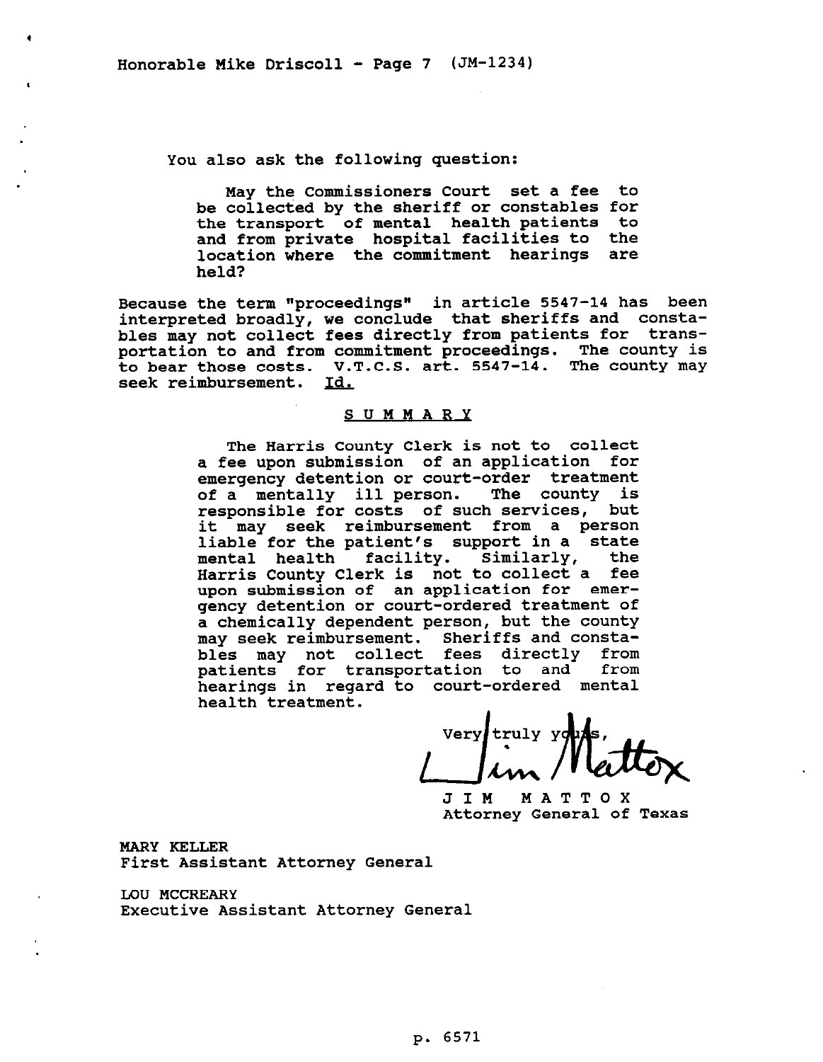You also ask the following question:

> May the Commissioners Court set a fee to be collected by the sheriff or constables for the transport of mental health patients to and from private hospital facilities to the location where the commitment hearings are held?

Because the term "proceedings" in article 5547-14 has been interpreted broadly, we conclude that sheriffs and constables may not collect fees directly from patients for transportation to and from commitment proceedings. The county is to bear those costs. V.T.C.S. art. 5547-14. The county may seek reimbursement. Id.

## SUMMARY

> The Harris County Clerk is not to collect a fee upon submission of an application for emergency detention or court-order treatment of a mentally ill person. The county is responsible for costs of such services, but it may seek reimbursement from a person liable for the patient's support in a state mental health facility. Similarly, the Harris County Clerk is not to collect a fee upon submission of an application for emergency detention or court-ordered treatment of a chemically dependent person, but the county may seek reimbursement. Sheriffs and constables may not collect fees directly from patients for transportation to and from hearings in regard to court-ordered mental health treatment.

Very truly yours,

Jim Mattox

JIM MATTOX
Attorney General of Texas

MARY KELLER
First Assistant Attorney General

LOU MCCREARY
Executive Assistant Attorney General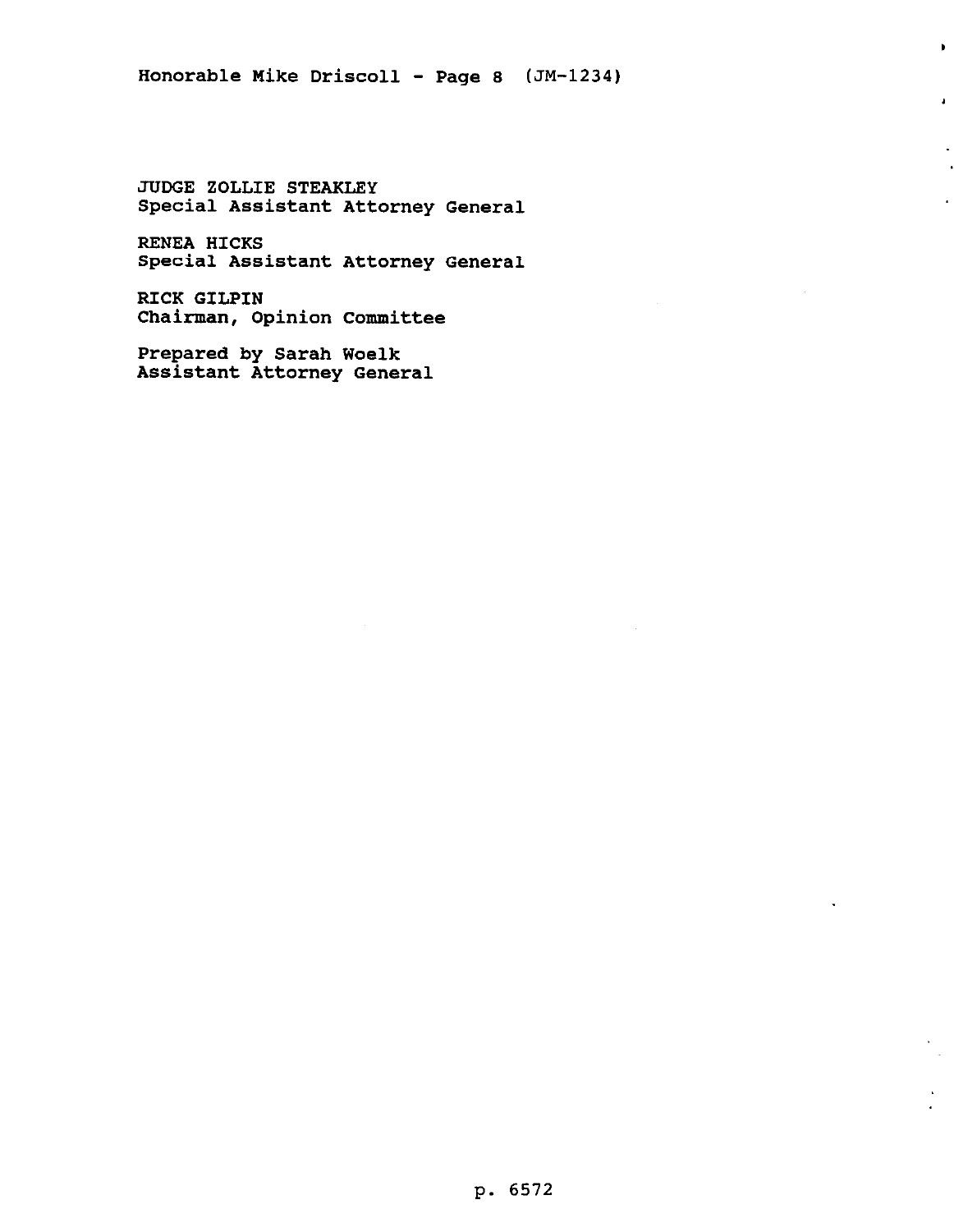JUDGE ZOLLIE STEAKLEY
Special Assistant Attorney General

RENEA HICKS
Special Assistant Attorney General

RICK GILPIN
Chairman, Opinion Committee

Prepared by Sarah Woelk
Assistant Attorney General